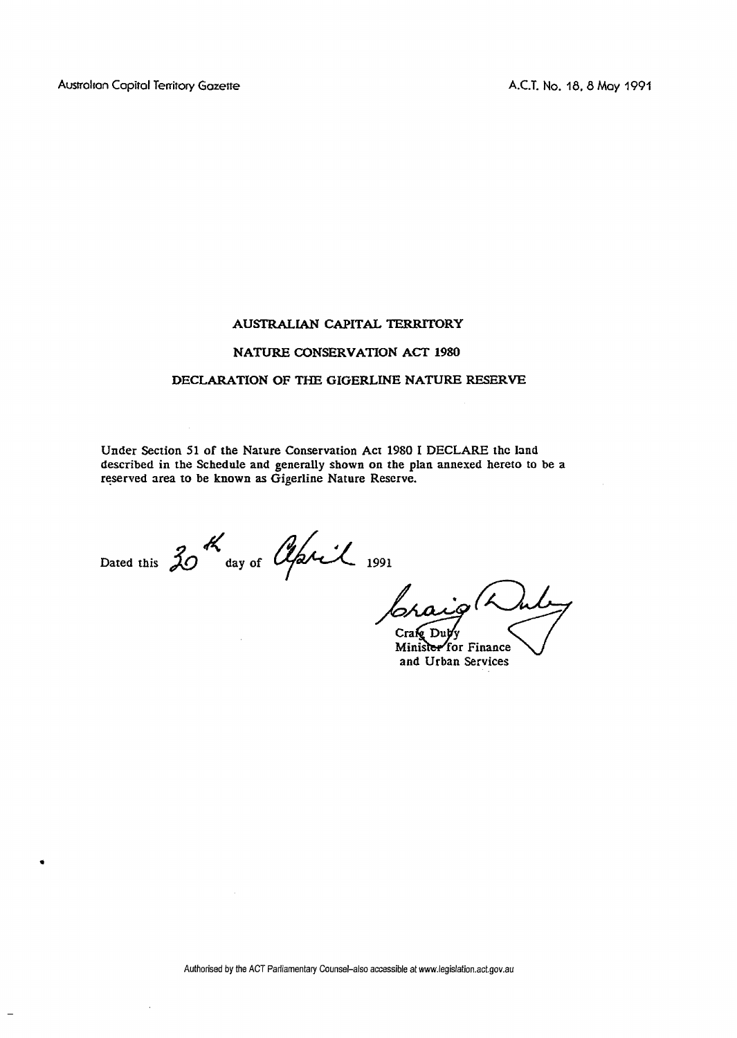# AUSTRALIAN CAPITAL TERRITORY

## NATURE CONSERVATION ACT 1980

## DECLARATION OF THE GIGERLINE NATURE RESERVE

Under Section 51 of the Nature Conservation Act 1980 I DECLARE the land described in the Schedule and generally shown on the plan annexed hereto to be a reserved area to be known as Gigerline Nature Reserve.

Dated this 30th day of April 1991

Craig Duby
Minister for Finance
and Urban Services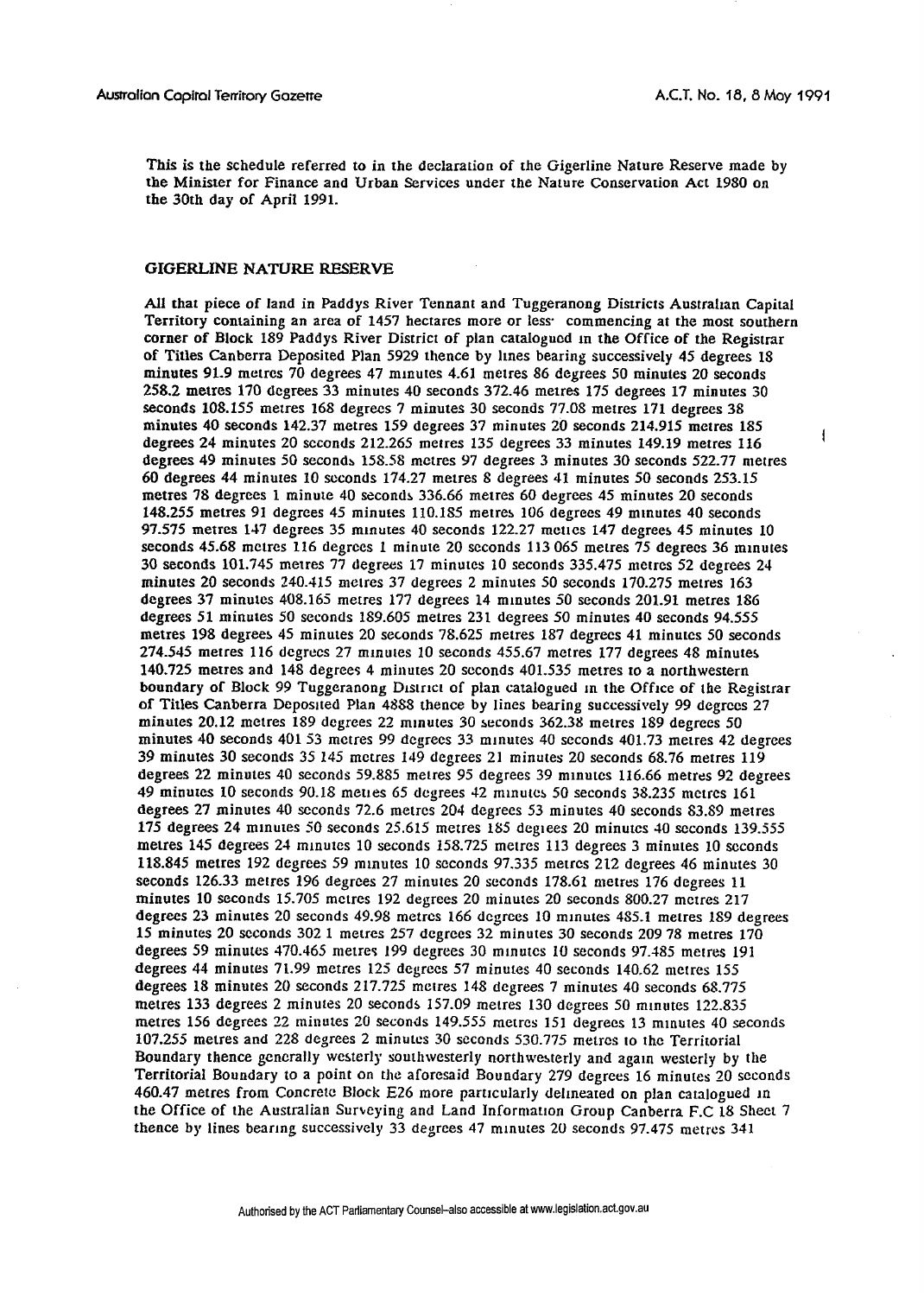This is the schedule referred to in the declaration of the Gigerline Nature Reserve made by the Minister for Finance and Urban Services under the Nature Conservation Act 1980 on the 30th day of April 1991.

## GIGERLINE NATURE RESERVE

All that piece of land in Paddys River Tennant and Tuggeranong Districts Australian Capital Territory containing an area of 1457 hectares more or less commencing at the most southern corner of Block 189 Paddys River District of plan catalogued in the Office of the Registrar of Titles Canberra Deposited Plan 5929 thence by lines bearing successively 45 degrees 18 minutes 91.9 metres 70 degrees 47 minutes 4.61 metres 86 degrees 50 minutes 20 seconds 258.2 metres 170 degrees 33 minutes 40 seconds 372.46 metres 175 degrees 17 minutes 30 seconds 108.155 metres 168 degrees 7 minutes 30 seconds 77.08 metres 171 degrees 38 minutes 40 seconds 142.37 metres 159 degrees 37 minutes 20 seconds 214.915 metres 185 degrees 24 minutes 20 seconds 212.265 metres 135 degrees 33 minutes 149.19 metres 116 degrees 49 minutes 50 seconds 158.58 metres 97 degrees 3 minutes 30 seconds 522.77 metres 60 degrees 44 minutes 10 seconds 174.27 metres 8 degrees 41 minutes 50 seconds 253.15 metres 78 degrees 1 minute 40 seconds 336.66 metres 60 degrees 45 minutes 20 seconds 148.255 metres 91 degrees 45 minutes 110.185 metres 106 degrees 49 minutes 40 seconds 97.575 metres 147 degrees 35 minutes 40 seconds 122.27 metres 147 degrees 45 minutes 10 seconds 45.68 metres 116 degrees 1 minute 20 seconds 113 065 metres 75 degrees 36 minutes 30 seconds 101.745 metres 77 degrees 17 minutes 10 seconds 335.475 metres 52 degrees 24 minutes 20 seconds 240.415 metres 37 degrees 2 minutes 50 seconds 170.275 metres 163 degrees 37 minutes 408.165 metres 177 degrees 14 minutes 50 seconds 201.91 metres 186 degrees 51 minutes 50 seconds 189.605 metres 231 degrees 50 minutes 40 seconds 94.555 metres 198 degrees 45 minutes 20 seconds 78.625 metres 187 degrees 41 minutes 50 seconds 274.545 metres 116 degrees 27 minutes 10 seconds 455.67 metres 177 degrees 48 minutes 140.725 metres and 148 degrees 4 minutes 20 seconds 401.535 metres to a northwestern boundary of Block 99 Tuggeranong District of plan catalogued in the Office of the Registrar of Titles Canberra Deposited Plan 4888 thence by lines bearing successively 99 degrees 27 minutes 20.12 metres 189 degrees 22 minutes 30 seconds 362.38 metres 189 degrees 50 minutes 40 seconds 401 53 metres 99 degrees 33 minutes 40 seconds 401.73 metres 42 degrees 39 minutes 30 seconds 35 145 metres 149 degrees 21 minutes 20 seconds 68.76 metres 119 degrees 22 minutes 40 seconds 59.885 metres 95 degrees 39 minutes 116.66 metres 92 degrees 49 minutes 10 seconds 90.18 metres 65 degrees 42 minutes 50 seconds 38.235 metres 161 degrees 27 minutes 40 seconds 72.6 metres 204 degrees 53 minutes 40 seconds 83.89 metres 175 degrees 24 minutes 50 seconds 25.615 metres 185 degrees 20 minutes 40 seconds 139.555 metres 145 degrees 24 minutes 10 seconds 158.725 metres 113 degrees 3 minutes 10 seconds 118.845 metres 192 degrees 59 minutes 10 seconds 97.335 metres 212 degrees 46 minutes 30 seconds 126.33 metres 196 degrees 27 minutes 20 seconds 178.61 metres 176 degrees 11 minutes 10 seconds 15.705 metres 192 degrees 20 minutes 20 seconds 800.27 metres 217 degrees 23 minutes 20 seconds 49.98 metres 166 degrees 10 minutes 485.1 metres 189 degrees 15 minutes 20 seconds 302 1 metres 257 degrees 32 minutes 30 seconds 209 78 metres 170 degrees 59 minutes 470.465 metres 199 degrees 30 minutes 10 seconds 97.485 metres 191 degrees 44 minutes 71.99 metres 125 degrees 57 minutes 40 seconds 140.62 metres 155 degrees 18 minutes 20 seconds 217.725 metres 148 degrees 7 minutes 40 seconds 68.775 metres 133 degrees 2 minutes 20 seconds 157.09 metres 130 degrees 50 minutes 122.835 metres 156 degrees 22 minutes 20 seconds 149.555 metres 151 degrees 13 minutes 40 seconds 107.255 metres and 228 degrees 2 minutes 30 seconds 530.775 metres to the Territorial Boundary thence generally westerly southwesterly northwesterly and again westerly by the Territorial Boundary to a point on the aforesaid Boundary 279 degrees 16 minutes 20 seconds 460.47 metres from Concrete Block E26 more particularly delineated on plan catalogued in the Office of the Australian Surveying and Land Information Group Canberra F.C 18 Sheet 7 thence by lines bearing successively 33 degrees 47 minutes 20 seconds 97.475 metres 341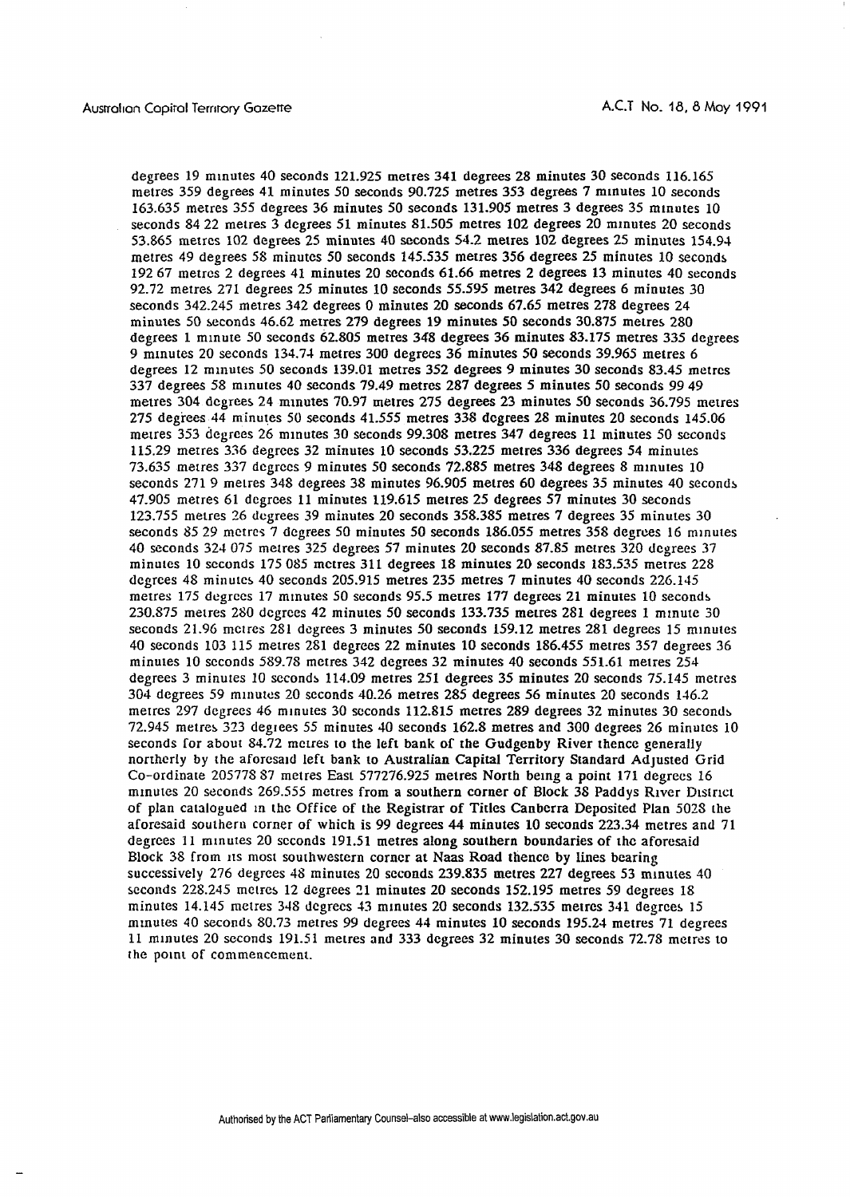degrees 19 minutes 40 seconds 121.925 metres 341 degrees 28 minutes 30 seconds 116.165 metres 359 degrees 41 minutes 50 seconds 90.725 metres 353 degrees 7 minutes 10 seconds 163.635 metres 355 degrees 36 minutes 50 seconds 131.905 metres 3 degrees 35 minutes 10 seconds 84 22 metres 3 degrees 51 minutes 81.505 metres 102 degrees 20 minutes 20 seconds 53.865 metres 102 degrees 25 minutes 40 seconds 54.2 metres 102 degrees 25 minutes 154.94 metres 49 degrees 58 minutes 50 seconds 145.535 metres 356 degrees 25 minutes 10 seconds 192 67 metres 2 degrees 41 minutes 20 seconds 61.66 metres 2 degrees 13 minutes 40 seconds 92.72 metres 271 degrees 25 minutes 10 seconds 55.595 metres 342 degrees 6 minutes 30 seconds 342.245 metres 342 degrees 0 minutes 20 seconds 67.65 metres 278 degrees 24 minutes 50 seconds 46.62 metres 279 degrees 19 minutes 50 seconds 30.875 metres 280 degrees 1 minute 50 seconds 62.805 metres 348 degrees 36 minutes 83.175 metres 335 degrees 9 minutes 20 seconds 134.74 metres 300 degrees 36 minutes 50 seconds 39.965 metres 6 degrees 12 minutes 50 seconds 139.01 metres 352 degrees 9 minutes 30 seconds 83.45 metres 337 degrees 58 minutes 40 seconds 79.49 metres 287 degrees 5 minutes 50 seconds 99 49 metres 304 degrees 24 minutes 70.97 metres 275 degrees 23 minutes 50 seconds 36.795 metres 275 degrees 44 minutes 50 seconds 41.555 metres 338 degrees 28 minutes 20 seconds 145.06 metres 353 degrees 26 minutes 30 seconds 99.308 metres 347 degrees 11 minutes 50 seconds 115.29 metres 336 degrees 32 minutes 10 seconds 53.225 metres 336 degrees 54 minutes 73.635 metres 337 degrees 9 minutes 50 seconds 72.885 metres 348 degrees 8 minutes 10 seconds 271 9 metres 348 degrees 38 minutes 96.905 metres 60 degrees 35 minutes 40 seconds 47.905 metres 61 degrees 11 minutes 119.615 metres 25 degrees 57 minutes 30 seconds 123.755 metres 26 degrees 39 minutes 20 seconds 358.385 metres 7 degrees 35 minutes 30 seconds 85 29 metres 7 degrees 50 minutes 50 seconds 186.055 metres 358 degrees 16 minutes 40 seconds 324 075 metres 325 degrees 57 minutes 20 seconds 87.85 metres 320 degrees 37 minutes 10 seconds 175 085 metres 311 degrees 18 minutes 20 seconds 183.535 metres 228 degrees 48 minutes 40 seconds 205.915 metres 235 metres 7 minutes 40 seconds 226.145 metres 175 degrees 17 minutes 50 seconds 95.5 metres 177 degrees 21 minutes 10 seconds 230.875 metres 280 degrees 42 minutes 50 seconds 133.735 metres 281 degrees 1 minute 30 seconds 21.96 metres 281 degrees 3 minutes 50 seconds 159.12 metres 281 degrees 15 minutes 40 seconds 103 115 metres 281 degrees 22 minutes 10 seconds 186.455 metres 357 degrees 36 minutes 10 seconds 589.78 metres 342 degrees 32 minutes 40 seconds 551.61 metres 254 degrees 3 minutes 10 seconds 114.09 metres 251 degrees 35 minutes 20 seconds 75.145 metres 304 degrees 59 minutes 20 seconds 40.26 metres 285 degrees 56 minutes 20 seconds 146.2 metres 297 degrees 46 minutes 30 seconds 112.815 metres 289 degrees 32 minutes 30 seconds 72.945 metres 323 degrees 55 minutes 40 seconds 162.8 metres and 300 degrees 26 minutes 10 seconds for about 84.72 metres to the left bank of the Gudgenby River thence generally northerly by the aforesaid left bank to Australian Capital Territory Standard Adjusted Grid Co-ordinate 205778 87 metres East 577276.925 metres North being a point 171 degrees 16 minutes 20 seconds 269.555 metres from a southern corner of Block 38 Paddys River District of plan catalogued in the Office of the Registrar of Titles Canberra Deposited Plan 5028 the aforesaid southern corner of which is 99 degrees 44 minutes 10 seconds 223.34 metres and 71 degrees 11 minutes 20 seconds 191.51 metres along southern boundaries of the aforesaid Block 38 from its most southwestern corner at Naas Road thence by lines bearing successively 276 degrees 48 minutes 20 seconds 239.835 metres 227 degrees 53 minutes 40 seconds 228.245 metres 12 degrees 21 minutes 20 seconds 152.195 metres 59 degrees 18 minutes 14.145 metres 348 degrees 43 minutes 20 seconds 132.535 metres 341 degrees 15 minutes 40 seconds 80.73 metres 99 degrees 44 minutes 10 seconds 195.24 metres 71 degrees 11 minutes 20 seconds 191.51 metres and 333 degrees 32 minutes 30 seconds 72.78 metres to the point of commencement.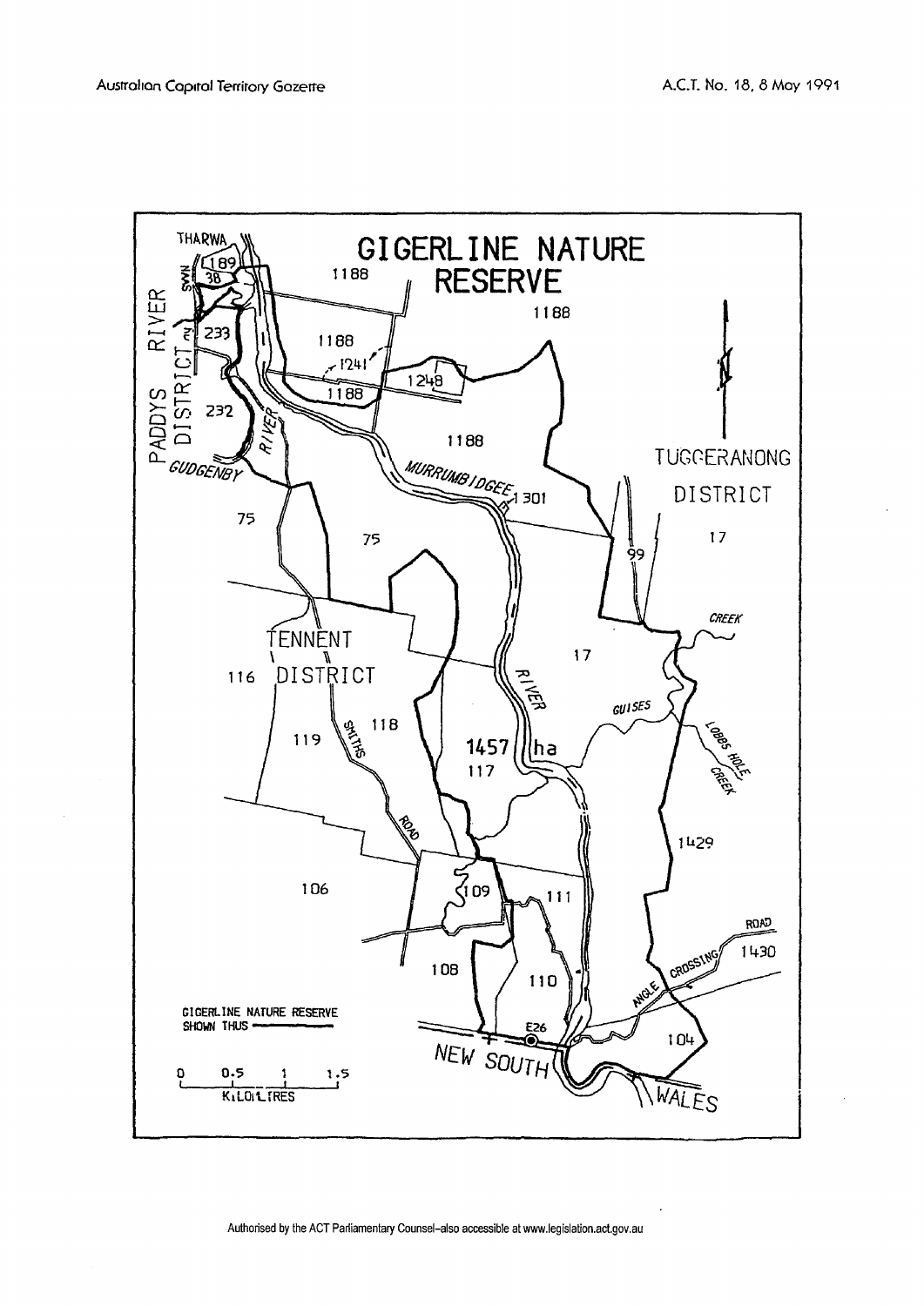GIGERLINE NATURE RESERVE

THARWA

PADDYS RIVER DISTRICT

TUGGERANONG DISTRICT

TENNENT DISTRICT

MURRUMBIDGEE RIVER

GUDGENBY RIVER

GUISES CREEK

LOBBS HOLE CREEK

SMITHS ROAD

ANGLE CROSSING ROAD

NEW SOUTH WALES

1457 ha

189 38 233 232 75 1188 1241 1248 1301 99 17 116 119 118 117 106 109 111 108 110 1429 1430 104 E26

GIGERLINE NATURE RESERVE SHOWN THUS

0 0.5 1 1.5

KILOMETRES